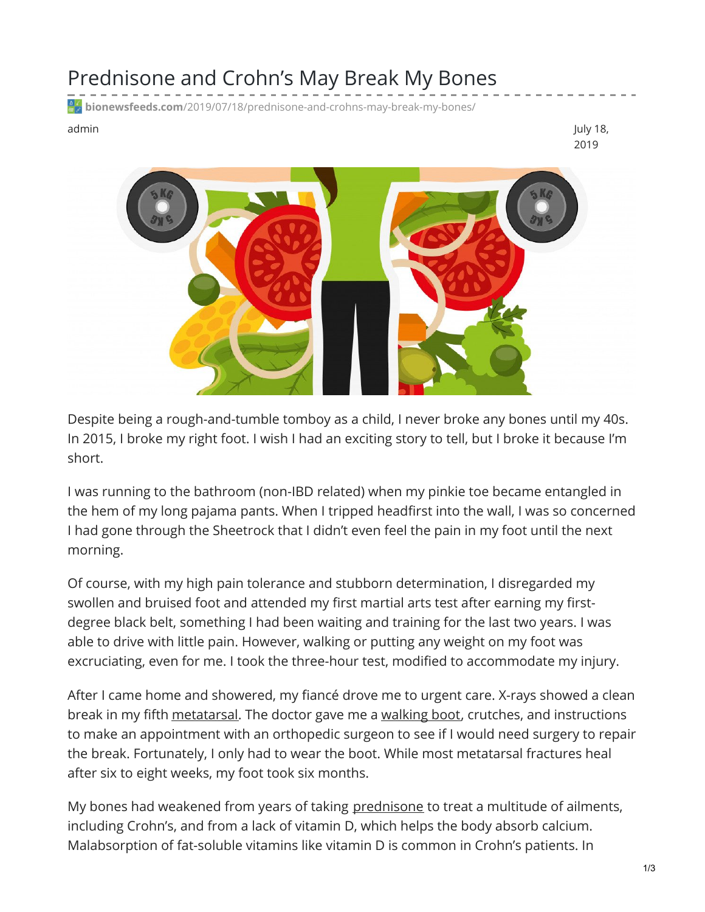# Prednisone and Crohn's May Break My Bones

**bionewsfeeds.com**/2019/07/18/prednisone-and-crohns-may-break-my-bones/

admin

July 18, 2019

Despite being a rough-and-tumble tomboy as a child, I never broke any bones until my 40s. In 2015, I broke my right foot. I wish I had an exciting story to tell, but I broke it because I'm short.

I was running to the bathroom (non-IBD related) when my pinkie toe became entangled in the hem of my long pajama pants. When I tripped headfirst into the wall, I was so concerned I had gone through the Sheetrock that I didn't even feel the pain in my foot until the next morning.

Of course, with my high pain tolerance and stubborn determination, I disregarded my swollen and bruised foot and attended my first martial arts test after earning my first-degree black belt, something I had been waiting and training for the last two years. I was able to drive with little pain. However, walking or putting any weight on my foot was excruciating, even for me. I took the three-hour test, modified to accommodate my injury.

After I came home and showered, my fiancé drove me to urgent care. X-rays showed a clean break in my fifth metatarsal. The doctor gave me a walking boot, crutches, and instructions to make an appointment with an orthopedic surgeon to see if I would need surgery to repair the break. Fortunately, I only had to wear the boot. While most metatarsal fractures heal after six to eight weeks, my foot took six months.

My bones had weakened from years of taking prednisone to treat a multitude of ailments, including Crohn's, and from a lack of vitamin D, which helps the body absorb calcium. Malabsorption of fat-soluble vitamins like vitamin D is common in Crohn's patients. In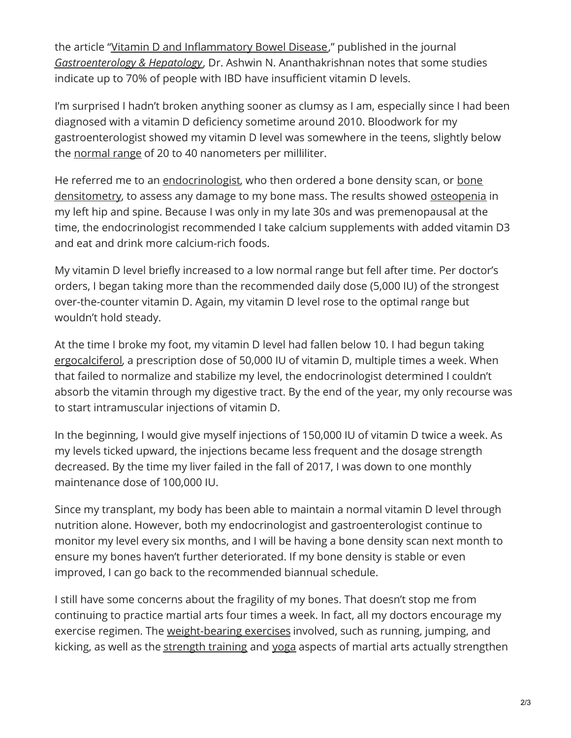the article "Vitamin D and Inflammatory Bowel Disease," published in the journal *Gastroenterology & Hepatology*, Dr. Ashwin N. Ananthakrishnan notes that some studies indicate up to 70% of people with IBD have insufficient vitamin D levels.

I'm surprised I hadn't broken anything sooner as clumsy as I am, especially since I had been diagnosed with a vitamin D deficiency sometime around 2010. Bloodwork for my gastroenterologist showed my vitamin D level was somewhere in the teens, slightly below the normal range of 20 to 40 nanometers per milliliter.

He referred me to an endocrinologist, who then ordered a bone density scan, or bone densitometry, to assess any damage to my bone mass. The results showed osteopenia in my left hip and spine. Because I was only in my late 30s and was premenopausal at the time, the endocrinologist recommended I take calcium supplements with added vitamin D3 and eat and drink more calcium-rich foods.

My vitamin D level briefly increased to a low normal range but fell after time. Per doctor's orders, I began taking more than the recommended daily dose (5,000 IU) of the strongest over-the-counter vitamin D. Again, my vitamin D level rose to the optimal range but wouldn't hold steady.

At the time I broke my foot, my vitamin D level had fallen below 10. I had begun taking ergocalciferol, a prescription dose of 50,000 IU of vitamin D, multiple times a week. When that failed to normalize and stabilize my level, the endocrinologist determined I couldn't absorb the vitamin through my digestive tract. By the end of the year, my only recourse was to start intramuscular injections of vitamin D.

In the beginning, I would give myself injections of 150,000 IU of vitamin D twice a week. As my levels ticked upward, the injections became less frequent and the dosage strength decreased. By the time my liver failed in the fall of 2017, I was down to one monthly maintenance dose of 100,000 IU.

Since my transplant, my body has been able to maintain a normal vitamin D level through nutrition alone. However, both my endocrinologist and gastroenterologist continue to monitor my level every six months, and I will be having a bone density scan next month to ensure my bones haven't further deteriorated. If my bone density is stable or even improved, I can go back to the recommended biannual schedule.

I still have some concerns about the fragility of my bones. That doesn't stop me from continuing to practice martial arts four times a week. In fact, all my doctors encourage my exercise regimen. The weight-bearing exercises involved, such as running, jumping, and kicking, as well as the strength training and yoga aspects of martial arts actually strengthen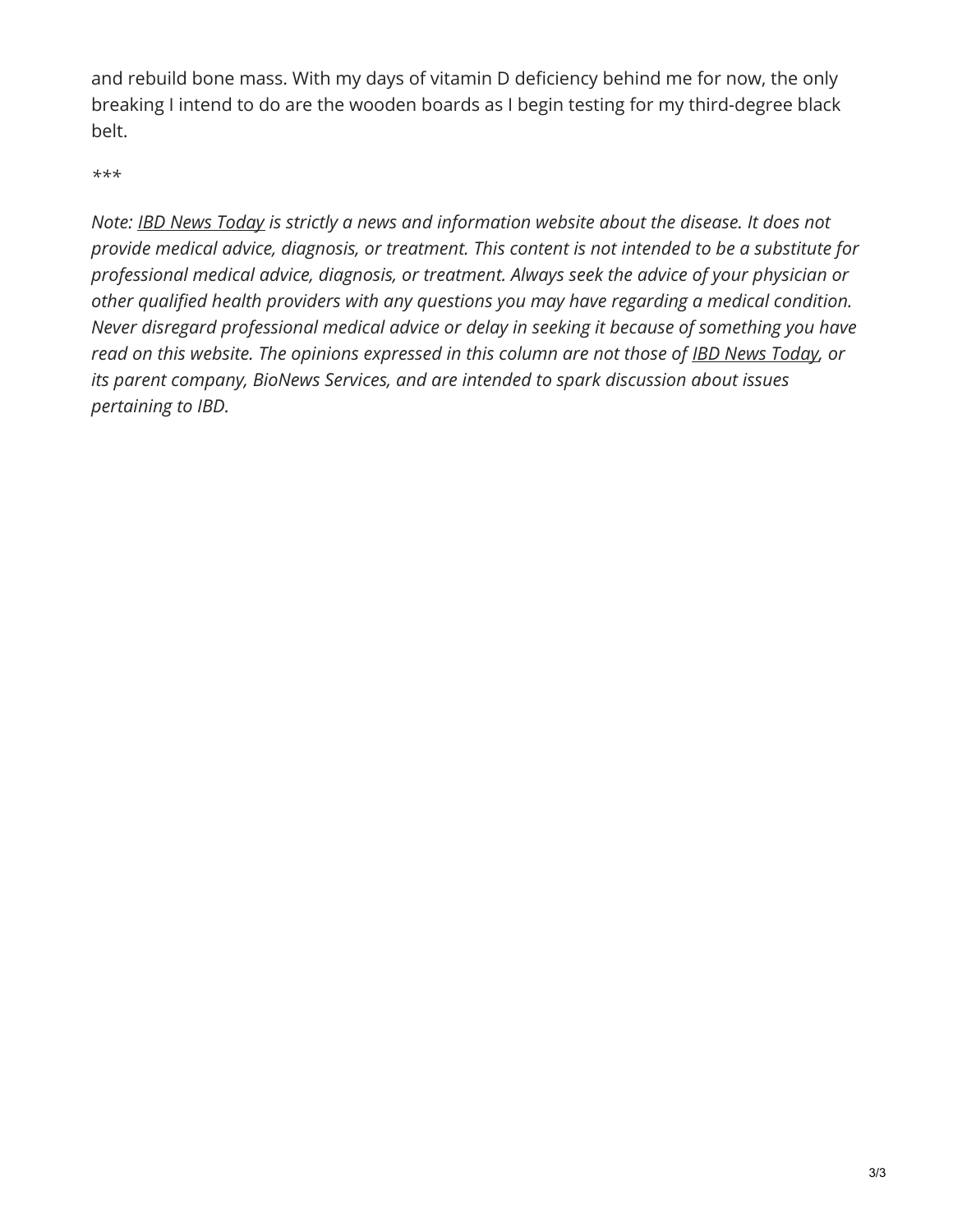and rebuild bone mass. With my days of vitamin D deficiency behind me for now, the only breaking I intend to do are the wooden boards as I begin testing for my third-degree black belt.

*\*\*\**

*Note: IBD News Today is strictly a news and information website about the disease. It does not provide medical advice, diagnosis, or treatment. This content is not intended to be a substitute for professional medical advice, diagnosis, or treatment. Always seek the advice of your physician or other qualified health providers with any questions you may have regarding a medical condition. Never disregard professional medical advice or delay in seeking it because of something you have read on this website. The opinions expressed in this column are not those of IBD News Today, or its parent company, BioNews Services, and are intended to spark discussion about issues pertaining to IBD.*